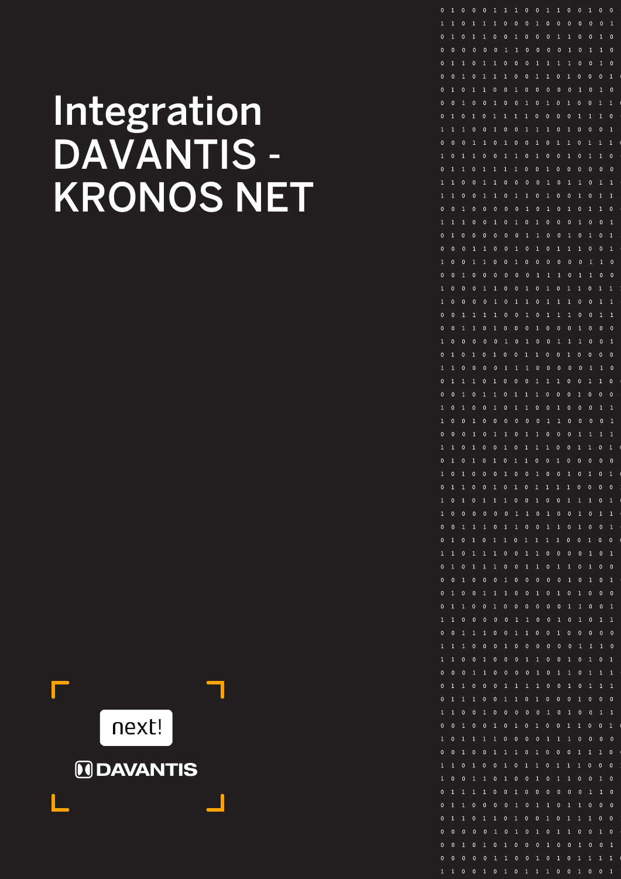# Integration DAVANTIS - KRONOS NET

next!

DAVANTIS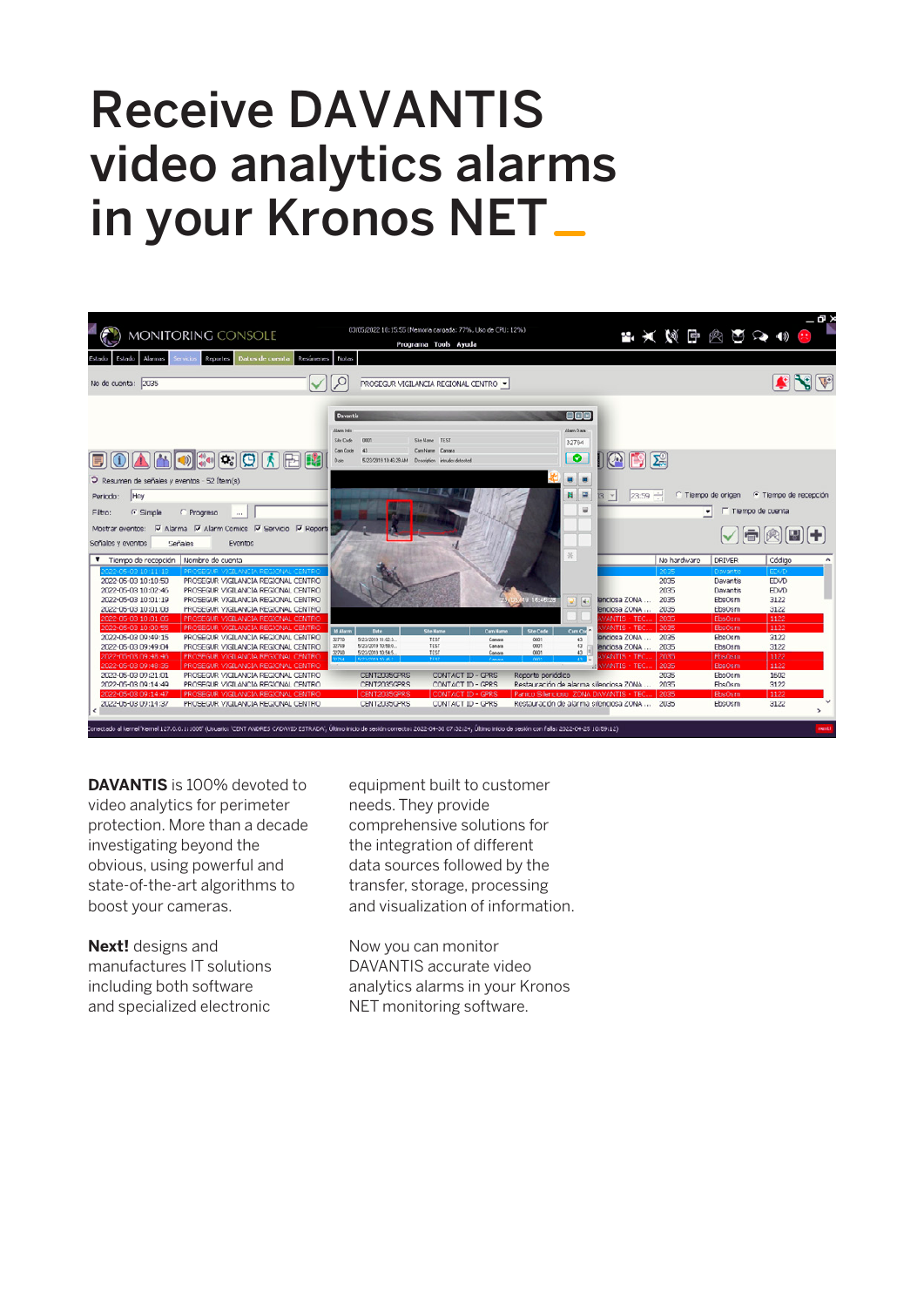# Receive DAVANTIS video analytics alarms in your Kronos NET_

**DAVANTIS** is 100% devoted to video analytics for perimeter protection. More than a decade investigating beyond the obvious, using powerful and state-of-the-art algorithms to boost your cameras.

**Next!** designs and manufactures IT solutions including both software and specialized electronic equipment built to customer needs. They provide comprehensive solutions for the integration of different data sources followed by the transfer, storage, processing and visualization of information.

Now you can monitor DAVANTIS accurate video analytics alarms in your Kronos NET monitoring software.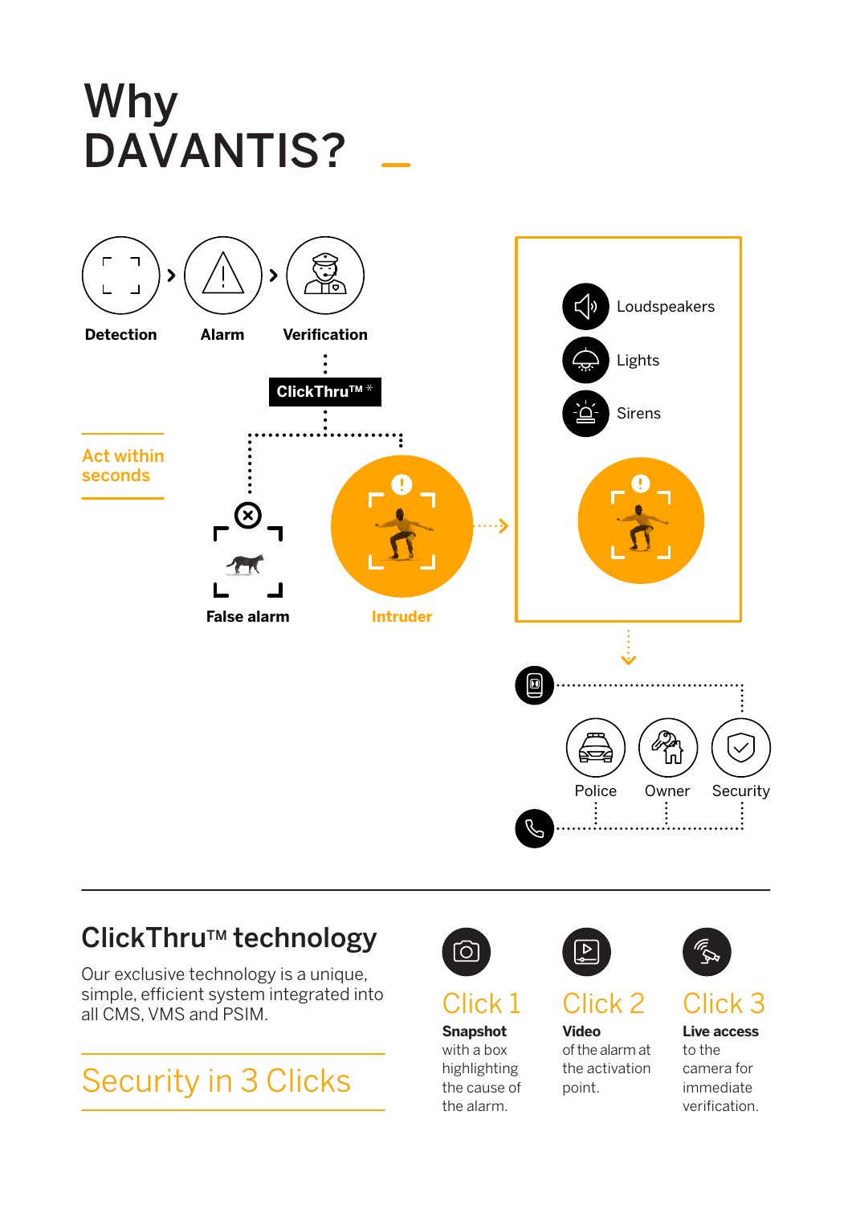# Why DAVANTIS?

Detection › Alarm › Verification

ClickThru™ *

Act within seconds

False alarm

Intruder

Loudspeakers

Lights

Sirens

Police

Owner

Security

## ClickThru™ technology

Our exclusive technology is a unique, simple, efficient system integrated into all CMS, VMS and PSIM.

Security in 3 Clicks

**Click 1**

**Snapshot** with a box highlighting the cause of the alarm.

**Click 2**

**Video** of the alarm at the activation point.

**Click 3**

**Live access** to the camera for immediate verification.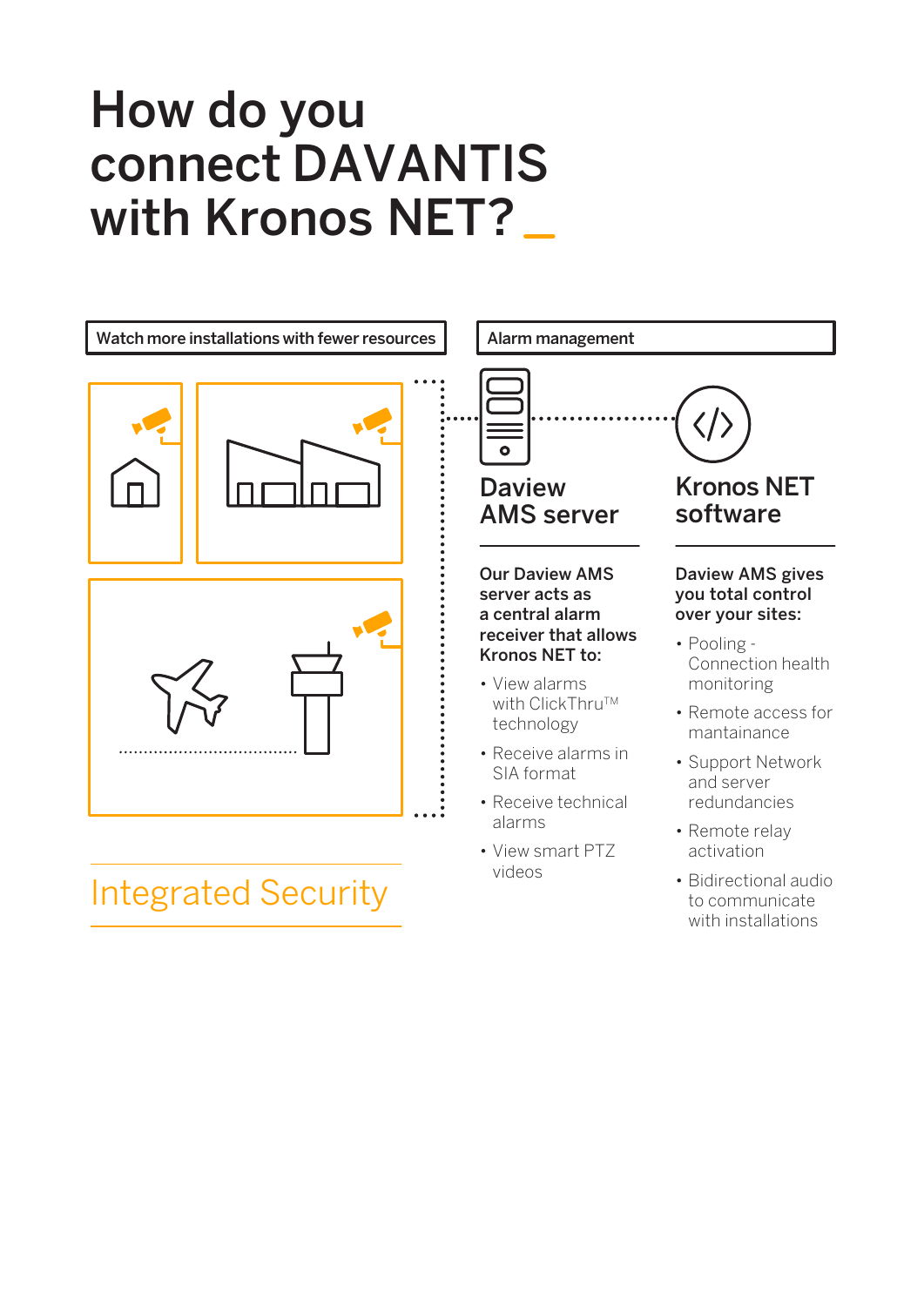# How do you connect DAVANTIS with Kronos NET? _

Watch more installations with fewer resources

Alarm management

## Daview AMS server

**Our Daview AMS server acts as a central alarm receiver that allows Kronos NET to:**

- View alarms with ClickThru™ technology
- Receive alarms in SIA format
- Receive technical alarms
- View smart PTZ videos

## Kronos NET software

**Daview AMS gives you total control over your sites:**

- Pooling - Connection health monitoring
- Remote access for mantainance
- Support Network and server redundancies
- Remote relay activation
- Bidirectional audio to communicate with installations

Integrated Security